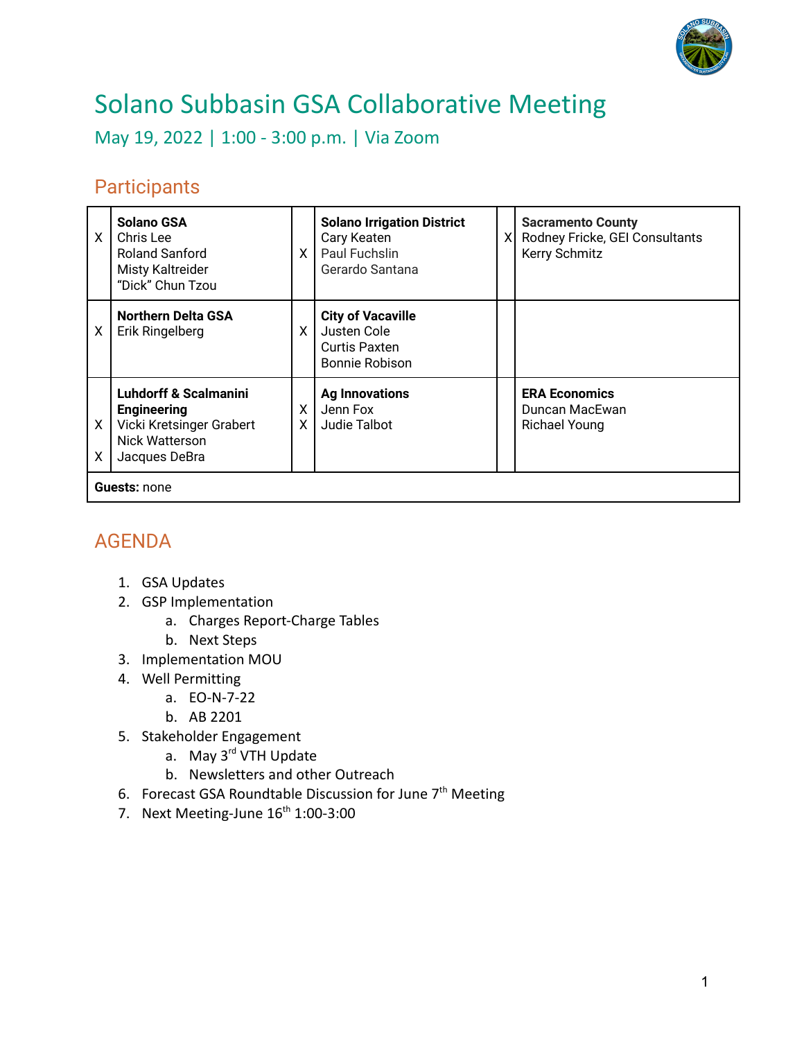# Solano Subbasin GSA Collaborative Meeting

May 19, 2022 | 1:00 - 3:00 p.m. | Via Zoom

## Participants

| | | | | | |
|---|---|---|---|---|---|
| X | **Solano GSA**<br>Chris Lee<br>Roland Sanford<br>Misty Kaltreider<br>"Dick" Chun Tzou | X | **Solano Irrigation District**<br>Cary Keaten<br>Paul Fuchslin<br>Gerardo Santana | X | **Sacramento County**<br>Rodney Fricke, GEI Consultants<br>Kerry Schmitz |
| X | **Northern Delta GSA**<br>Erik Ringelberg | X | **City of Vacaville**<br>Justen Cole<br>Curtis Paxten<br>Bonnie Robison | | |
| X<br>X | **Luhdorff & Scalmanini Engineering**<br>Vicki Kretsinger Grabert<br>Nick Watterson<br>Jacques DeBra | X<br>X | **Ag Innovations**<br>Jenn Fox<br>Judie Talbot | | **ERA Economics**<br>Duncan MacEwan<br>Richael Young |
| **Guests:** none | | | | | |

## AGENDA

1. GSA Updates
2. GSP Implementation
   a. Charges Report-Charge Tables
   b. Next Steps
3. Implementation MOU
4. Well Permitting
   a. EO-N-7-22
   b. AB 2201
5. Stakeholder Engagement
   a. May 3rd VTH Update
   b. Newsletters and other Outreach
6. Forecast GSA Roundtable Discussion for June 7th Meeting
7. Next Meeting-June 16th 1:00-3:00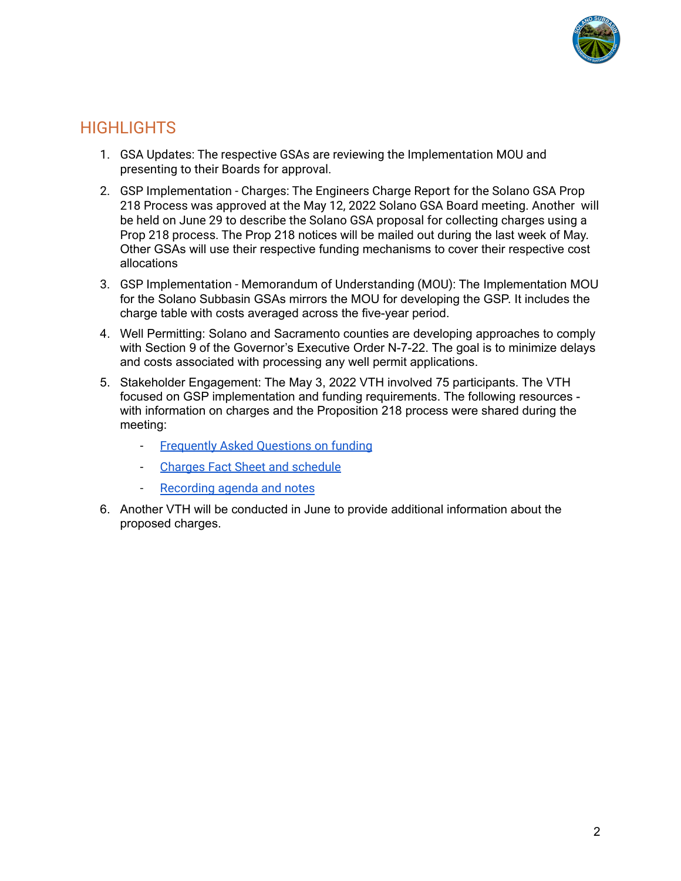## HIGHLIGHTS

1. GSA Updates: The respective GSAs are reviewing the Implementation MOU and presenting to their Boards for approval.
2. GSP Implementation - Charges: The Engineers Charge Report for the Solano GSA Prop 218 Process was approved at the May 12, 2022 Solano GSA Board meeting. Another will be held on June 29 to describe the Solano GSA proposal for collecting charges using a Prop 218 process. The Prop 218 notices will be mailed out during the last week of May. Other GSAs will use their respective funding mechanisms to cover their respective cost allocations
3. GSP Implementation - Memorandum of Understanding (MOU): The Implementation MOU for the Solano Subbasin GSAs mirrors the MOU for developing the GSP. It includes the charge table with costs averaged across the five-year period.
4. Well Permitting: Solano and Sacramento counties are developing approaches to comply with Section 9 of the Governor's Executive Order N-7-22. The goal is to minimize delays and costs associated with processing any well permit applications.
5. Stakeholder Engagement: The May 3, 2022 VTH involved 75 participants. The VTH focused on GSP implementation and funding requirements. The following resources - with information on charges and the Proposition 218 process were shared during the meeting:
   - Frequently Asked Questions on funding
   - Charges Fact Sheet and schedule
   - Recording agenda and notes
6. Another VTH will be conducted in June to provide additional information about the proposed charges.